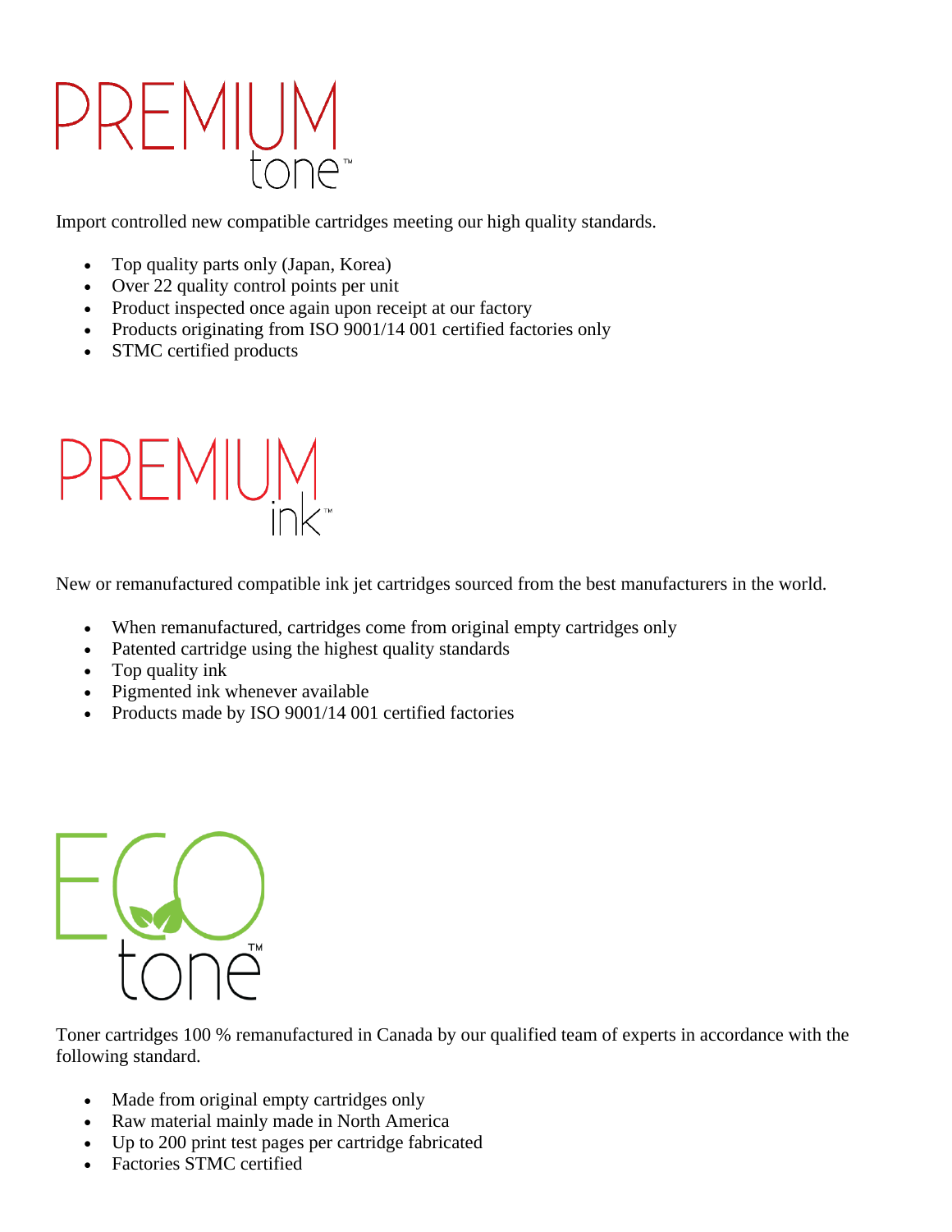# PREMIUM tone™

Import controlled new compatible cartridges meeting our high quality standards.

- Top quality parts only (Japan, Korea)
- Over 22 quality control points per unit
- Product inspected once again upon receipt at our factory
- Products originating from ISO 9001/14 001 certified factories only
- STMC certified products

# PREMIUM ink™

New or remanufactured compatible ink jet cartridges sourced from the best manufacturers in the world.

- When remanufactured, cartridges come from original empty cartridges only
- Patented cartridge using the highest quality standards
- Top quality ink
- Pigmented ink whenever available
- Products made by ISO 9001/14 001 certified factories

# ECO tone™

Toner cartridges 100 % remanufactured in Canada by our qualified team of experts in accordance with the following standard.

- Made from original empty cartridges only
- Raw material mainly made in North America
- Up to 200 print test pages per cartridge fabricated
- Factories STMC certified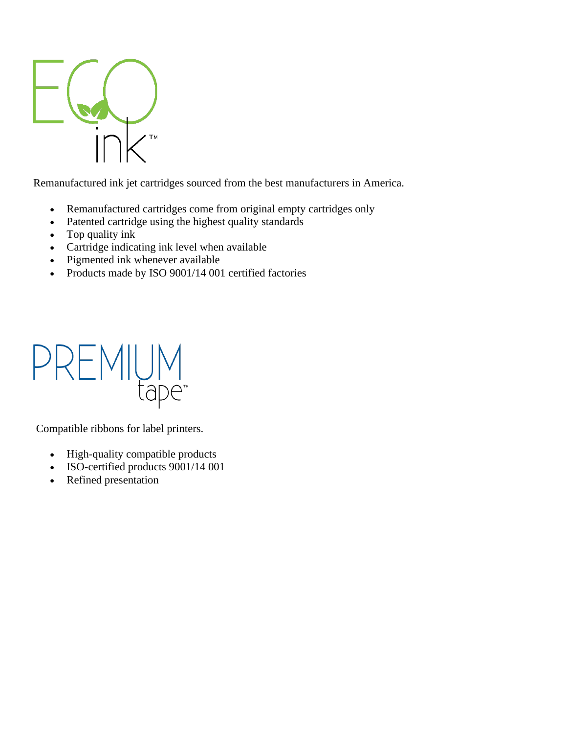ECO ink™

Remanufactured ink jet cartridges sourced from the best manufacturers in America.

- Remanufactured cartridges come from original empty cartridges only
- Patented cartridge using the highest quality standards
- Top quality ink
- Cartridge indicating ink level when available
- Pigmented ink whenever available
- Products made by ISO 9001/14 001 certified factories

PREMIUM tape™

Compatible ribbons for label printers.

- High-quality compatible products
- ISO-certified products 9001/14 001
- Refined presentation